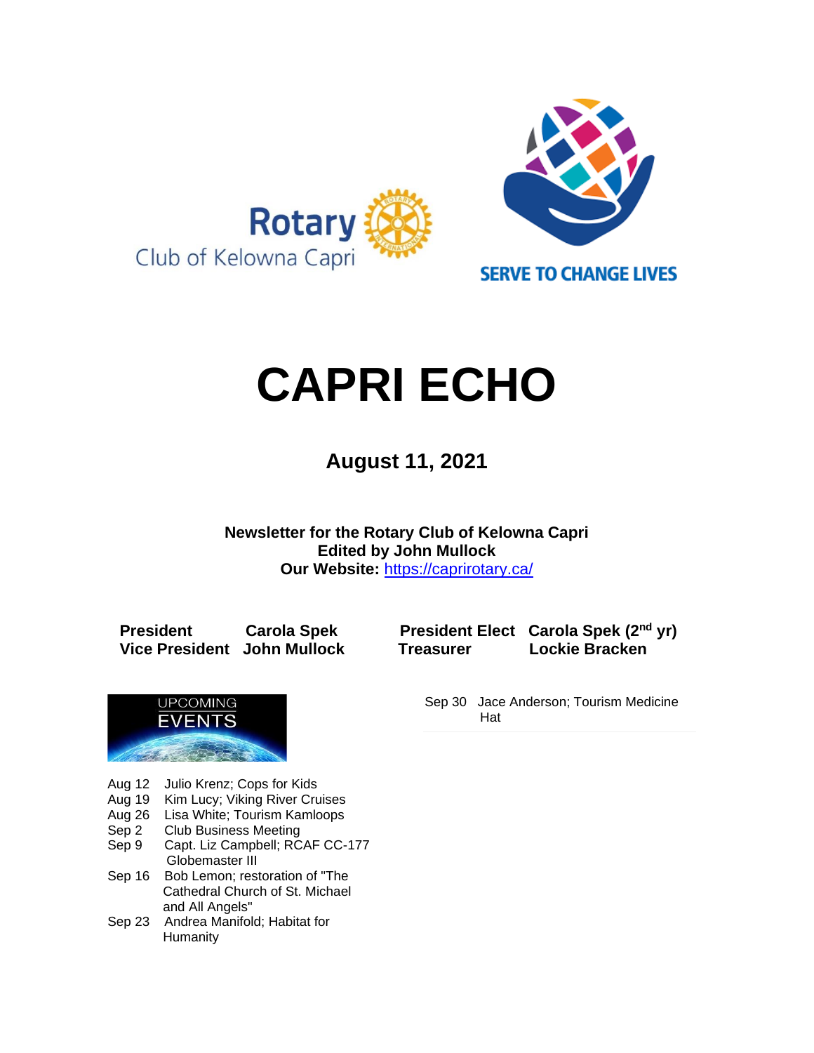Rotary Club of Kelowna Capri

SERVE TO CHANGE LIVES

# CAPRI ECHO

## August 11, 2021

**Newsletter for the Rotary Club of Kelowna Capri**
**Edited by John Mullock**
**Our Website:** https://caprirotary.ca/

| | | | |
|---|---|---|---|
| **President** | **Carola Spek** | **President Elect** | **Carola Spek (2nd yr)** |
| **Vice President** | **John Mullock** | **Treasurer** | **Lockie Bracken** |

UPCOMING EVENTS

- Aug 12 Julio Krenz; Cops for Kids
- Aug 19 Kim Lucy; Viking River Cruises
- Aug 26 Lisa White; Tourism Kamloops
- Sep 2 Club Business Meeting
- Sep 9 Capt. Liz Campbell; RCAF CC-177 Globemaster III
- Sep 16 Bob Lemon; restoration of "The Cathedral Church of St. Michael and All Angels"
- Sep 23 Andrea Manifold; Habitat for Humanity
- Sep 30 Jace Anderson; Tourism Medicine Hat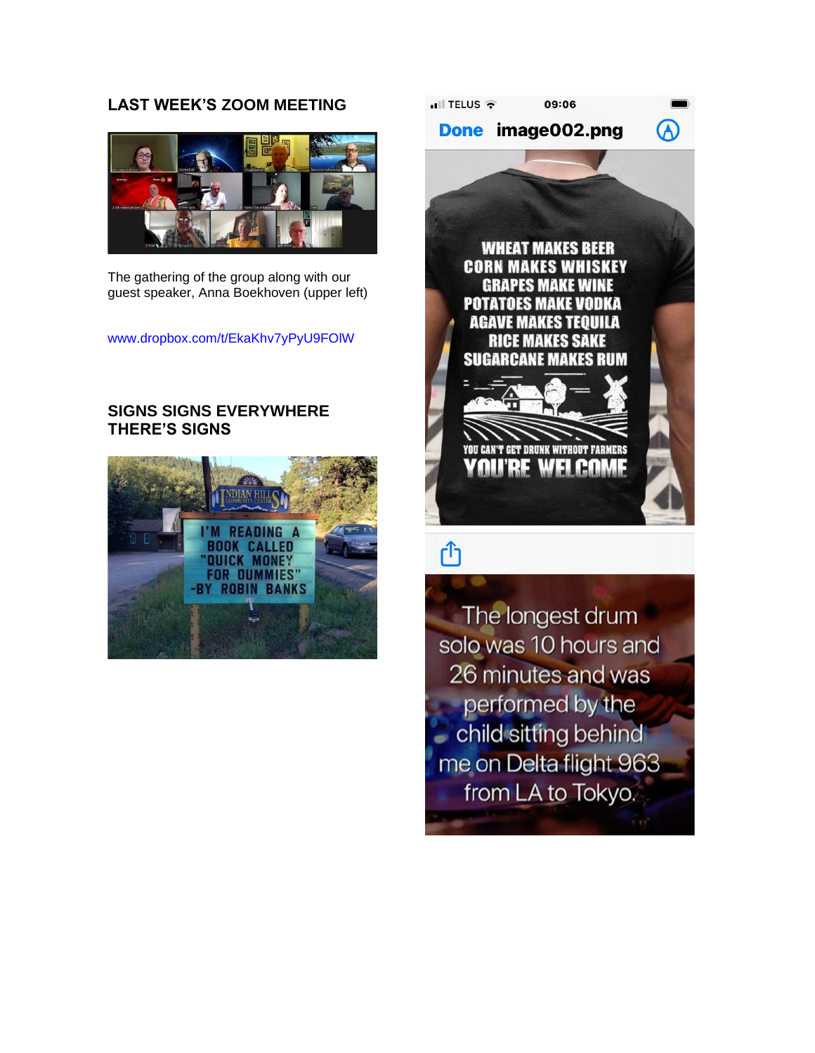## LAST WEEK'S ZOOM MEETING

The gathering of the group along with our guest speaker, Anna Boekhoven (upper left)

www.dropbox.com/t/EkaKhv7yPyU9FOlW

## SIGNS SIGNS EVERYWHERE THERE'S SIGNS

INDIAN HILLS COMMUNITY CENTER

I'M READING A BOOK CALLED "QUICK MONEY FOR DUMMIES" -BY ROBIN BANKS

TELUS 09:06

Done image002.png

WHEAT MAKES BEER
CORN MAKES WHISKEY
GRAPES MAKE WINE
POTATOES MAKE VODKA
AGAVE MAKES TEQUILA
RICE MAKES SAKE
SUGARCANE MAKES RUM

YOU CAN'T GET DRUNK WITHOUT FARMERS
YOU'RE WELCOME

The longest drum solo was 10 hours and 26 minutes and was performed by the child sitting behind me on Delta flight 963 from LA to Tokyo.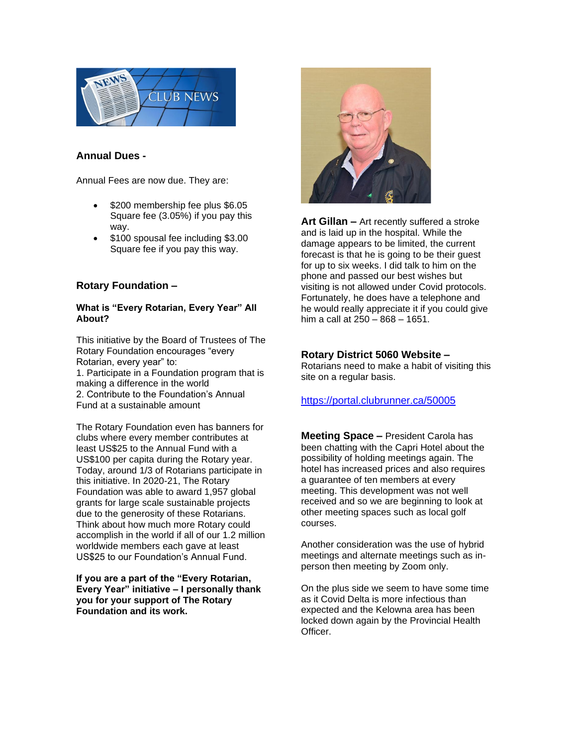## Annual Dues -

Annual Fees are now due. They are:

- $200 membership fee plus $6.05 Square fee (3.05%) if you pay this way.
- $100 spousal fee including $3.00 Square fee if you pay this way.

## Rotary Foundation –

### What is "Every Rotarian, Every Year" All About?

This initiative by the Board of Trustees of The Rotary Foundation encourages "every Rotarian, every year" to:
1. Participate in a Foundation program that is making a difference in the world
2. Contribute to the Foundation's Annual Fund at a sustainable amount

The Rotary Foundation even has banners for clubs where every member contributes at least US$25 to the Annual Fund with a US$100 per capita during the Rotary year. Today, around 1/3 of Rotarians participate in this initiative. In 2020-21, The Rotary Foundation was able to award 1,957 global grants for large scale sustainable projects due to the generosity of these Rotarians. Think about how much more Rotary could accomplish in the world if all of our 1.2 million worldwide members each gave at least US$25 to our Foundation's Annual Fund.

**If you are a part of the "Every Rotarian, Every Year" initiative – I personally thank you for your support of The Rotary Foundation and its work.**

**Art Gillan –** Art recently suffered a stroke and is laid up in the hospital. While the damage appears to be limited, the current forecast is that he is going to be their guest for up to six weeks. I did talk to him on the phone and passed our best wishes but visiting is not allowed under Covid protocols. Fortunately, he does have a telephone and he would really appreciate it if you could give him a call at 250 – 868 – 1651.

## Rotary District 5060 Website –

Rotarians need to make a habit of visiting this site on a regular basis.

https://portal.clubrunner.ca/50005

**Meeting Space –** President Carola has been chatting with the Capri Hotel about the possibility of holding meetings again. The hotel has increased prices and also requires a guarantee of ten members at every meeting. This development was not well received and so we are beginning to look at other meeting spaces such as local golf courses.

Another consideration was the use of hybrid meetings and alternate meetings such as in-person then meeting by Zoom only.

On the plus side we seem to have some time as it Covid Delta is more infectious than expected and the Kelowna area has been locked down again by the Provincial Health Officer.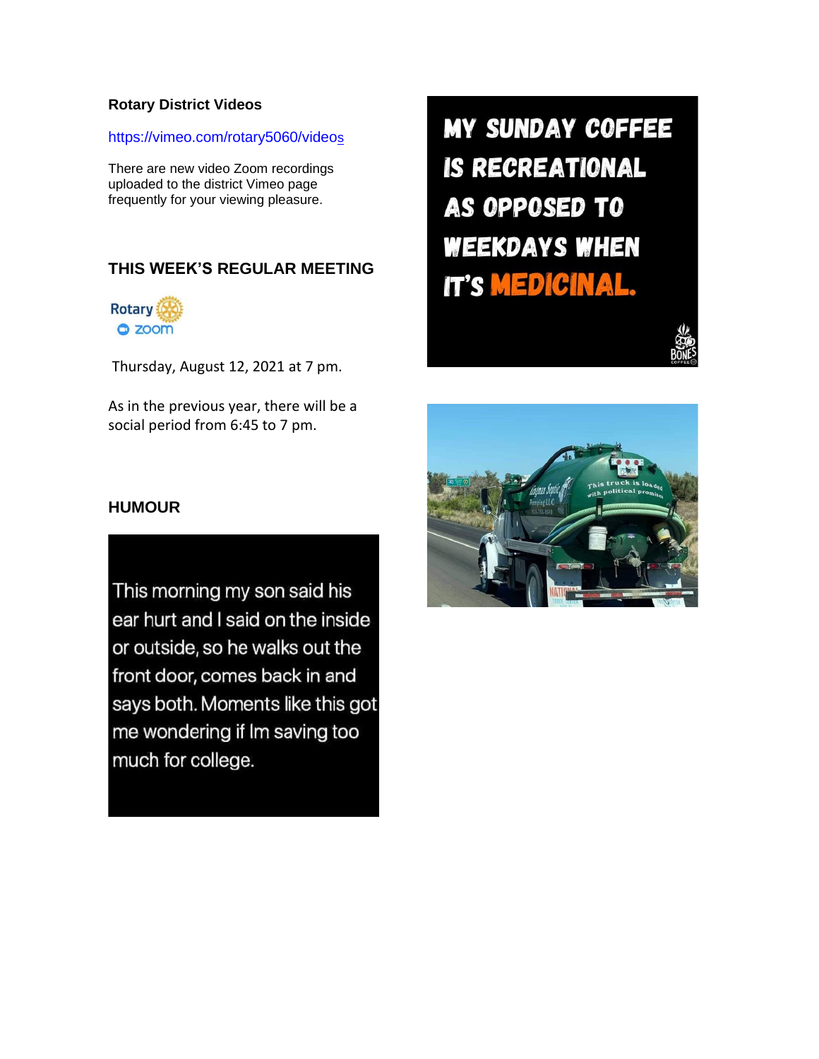**Rotary District Videos**

https://vimeo.com/rotary5060/videos

There are new video Zoom recordings uploaded to the district Vimeo page frequently for your viewing pleasure.

## THIS WEEK'S REGULAR MEETING

Rotary
zoom

Thursday, August 12, 2021 at 7 pm.

As in the previous year, there will be a social period from 6:45 to 7 pm.

## HUMOUR

This morning my son said his ear hurt and I said on the inside or outside, so he walks out the front door, comes back in and says both. Moments like this got me wondering if Im saving too much for college.

MY SUNDAY COFFEE IS RECREATIONAL AS OPPOSED TO WEEKDAYS WHEN IT'S MEDICINAL.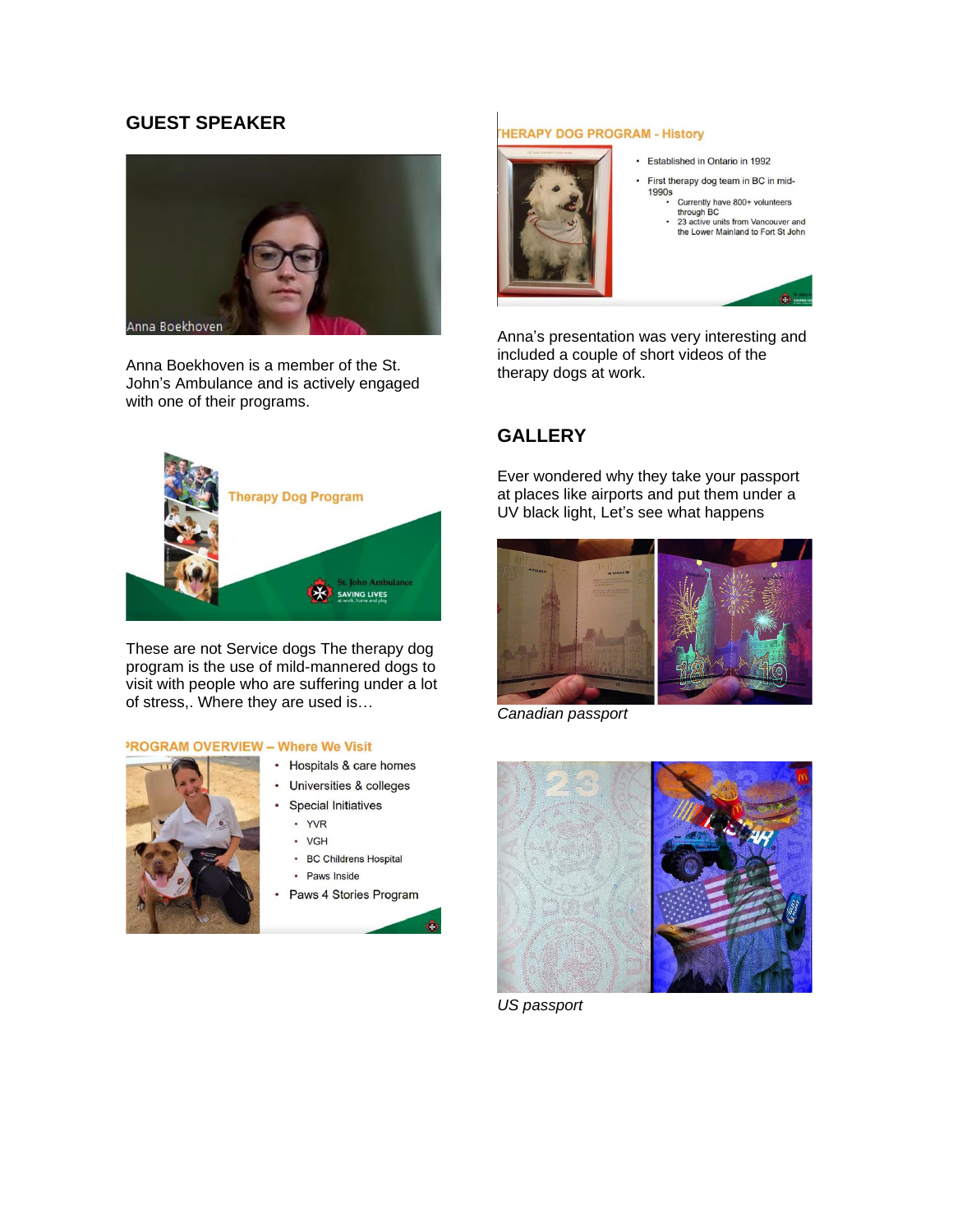## GUEST SPEAKER

Anna Boekhoven is a member of the St. John's Ambulance and is actively engaged with one of their programs.

These are not Service dogs The therapy dog program is the use of mild-mannered dogs to visit with people who are suffering under a lot of stress,. Where they are used is…

Anna's presentation was very interesting and included a couple of short videos of the therapy dogs at work.

## GALLERY

Ever wondered why they take your passport at places like airports and put them under a UV black light, Let's see what happens

*Canadian passport*

*US passport*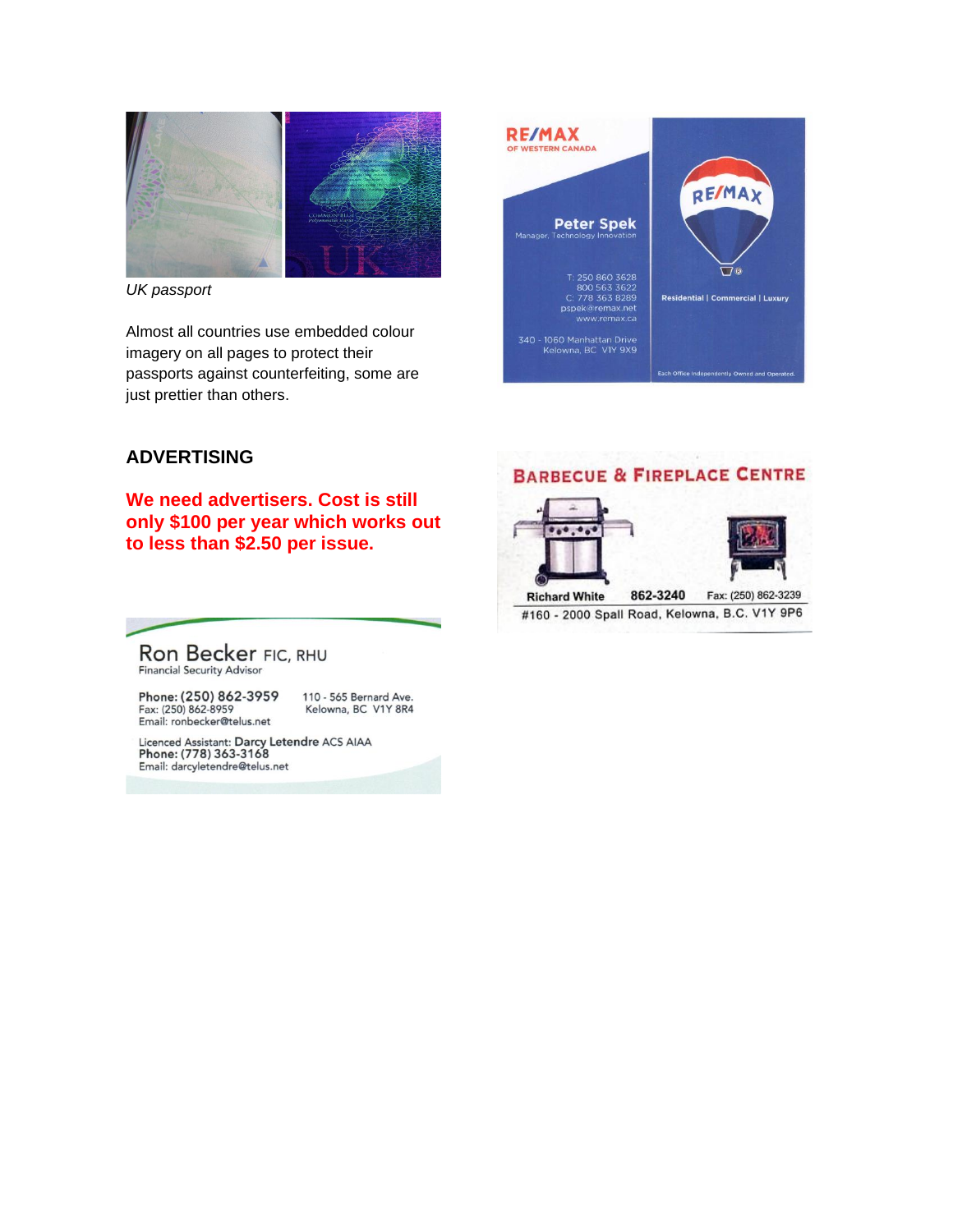*UK passport*

Almost all countries use embedded colour imagery on all pages to protect their passports against counterfeiting, some are just prettier than others.

## ADVERTISING

**We need advertisers. Cost is still only $100 per year which works out to less than $2.50 per issue.**

RE/MAX OF WESTERN CANADA

**Peter Spek**
Manager, Technology Innovation

T: 250 860 3628
800 563 3622
C: 778 363 8289
pspek@remax.net
www.remax.ca

340 - 1060 Manhattan Drive
Kelowna, BC V1Y 9X9

RE/MAX

Residential | Commercial | Luxury

Each Office Independently Owned and Operated.

BARBECUE & FIREPLACE CENTRE

Richard White 862-3240 Fax: (250) 862-3239
#160 - 2000 Spall Road, Kelowna, B.C. V1Y 9P6

Ron Becker FIC, RHU
Financial Security Advisor

Phone: (250) 862-3959
Fax: (250) 862-8959
Email: ronbecker@telus.net

110 - 565 Bernard Ave.
Kelowna, BC V1Y 8R4

Licenced Assistant: Darcy Letendre ACS AIAA
Phone: (778) 363-3168
Email: darcyletendre@telus.net